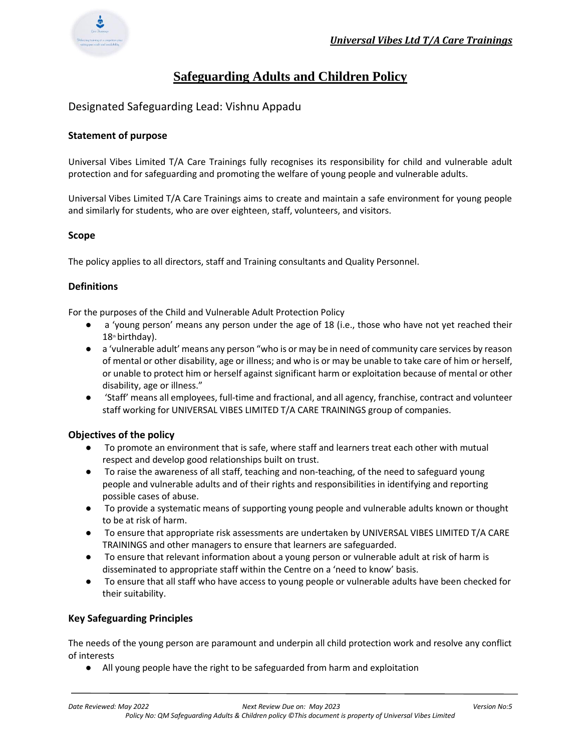# Safeguarding Adults and Children Policy

Designated Safeguarding Lead: Vishnu Appadu

### Statement of purpose

Universal Vibes Limited T/A Care Trainings fully recognises its responsibility for child and vulnerable adult protection and for safeguarding and promoting the welfare of young people and vulnerable adults.

Universal Vibes Limited T/A Care Trainings aims to create and maintain a safe environment for young people and similarly for students, who are over eighteen, staff, volunteers, and visitors.

### Scope

The policy applies to all directors, staff and Training consultants and Quality Personnel.

### Definitions

For the purposes of the Child and Vulnerable Adult Protection Policy

- a 'young person' means any person under the age of 18 (i.e., those who have not yet reached their 18th birthday).
- a 'vulnerable adult' means any person "who is or may be in need of community care services by reason of mental or other disability, age or illness; and who is or may be unable to take care of him or herself, or unable to protect him or herself against significant harm or exploitation because of mental or other disability, age or illness."
- 'Staff' means all employees, full-time and fractional, and all agency, franchise, contract and volunteer staff working for UNIVERSAL VIBES LIMITED T/A CARE TRAININGS group of companies.

### Objectives of the policy

- To promote an environment that is safe, where staff and learners treat each other with mutual respect and develop good relationships built on trust.
- To raise the awareness of all staff, teaching and non-teaching, of the need to safeguard young people and vulnerable adults and of their rights and responsibilities in identifying and reporting possible cases of abuse.
- To provide a systematic means of supporting young people and vulnerable adults known or thought to be at risk of harm.
- To ensure that appropriate risk assessments are undertaken by UNIVERSAL VIBES LIMITED T/A CARE TRAININGS and other managers to ensure that learners are safeguarded.
- To ensure that relevant information about a young person or vulnerable adult at risk of harm is disseminated to appropriate staff within the Centre on a 'need to know' basis.
- To ensure that all staff who have access to young people or vulnerable adults have been checked for their suitability.

### Key Safeguarding Principles

The needs of the young person are paramount and underpin all child protection work and resolve any conflict of interests

- All young people have the right to be safeguarded from harm and exploitation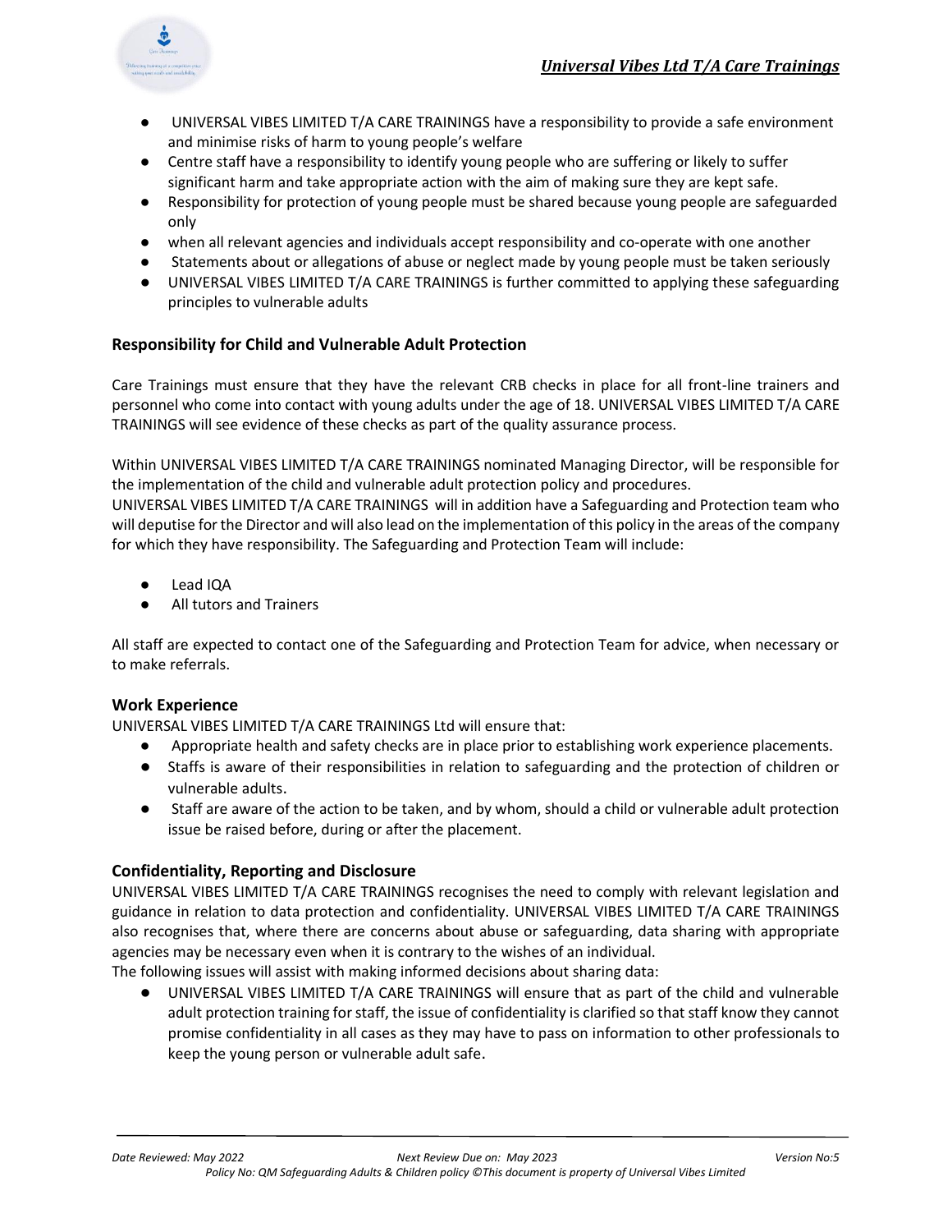- UNIVERSAL VIBES LIMITED T/A CARE TRAININGS have a responsibility to provide a safe environment and minimise risks of harm to young people's welfare
- Centre staff have a responsibility to identify young people who are suffering or likely to suffer significant harm and take appropriate action with the aim of making sure they are kept safe.
- Responsibility for protection of young people must be shared because young people are safeguarded only
- when all relevant agencies and individuals accept responsibility and co-operate with one another
- Statements about or allegations of abuse or neglect made by young people must be taken seriously
- UNIVERSAL VIBES LIMITED T/A CARE TRAININGS is further committed to applying these safeguarding principles to vulnerable adults

### Responsibility for Child and Vulnerable Adult Protection

Care Trainings must ensure that they have the relevant CRB checks in place for all front-line trainers and personnel who come into contact with young adults under the age of 18. UNIVERSAL VIBES LIMITED T/A CARE TRAININGS will see evidence of these checks as part of the quality assurance process.

Within UNIVERSAL VIBES LIMITED T/A CARE TRAININGS nominated Managing Director, will be responsible for the implementation of the child and vulnerable adult protection policy and procedures.
UNIVERSAL VIBES LIMITED T/A CARE TRAININGS will in addition have a Safeguarding and Protection team who will deputise for the Director and will also lead on the implementation of this policy in the areas of the company for which they have responsibility. The Safeguarding and Protection Team will include:

- Lead IQA
- All tutors and Trainers

All staff are expected to contact one of the Safeguarding and Protection Team for advice, when necessary or to make referrals.

### Work Experience

UNIVERSAL VIBES LIMITED T/A CARE TRAININGS Ltd will ensure that:

- Appropriate health and safety checks are in place prior to establishing work experience placements.
- Staffs is aware of their responsibilities in relation to safeguarding and the protection of children or vulnerable adults.
- Staff are aware of the action to be taken, and by whom, should a child or vulnerable adult protection issue be raised before, during or after the placement.

### Confidentiality, Reporting and Disclosure

UNIVERSAL VIBES LIMITED T/A CARE TRAININGS recognises the need to comply with relevant legislation and guidance in relation to data protection and confidentiality. UNIVERSAL VIBES LIMITED T/A CARE TRAININGS also recognises that, where there are concerns about abuse or safeguarding, data sharing with appropriate agencies may be necessary even when it is contrary to the wishes of an individual.
The following issues will assist with making informed decisions about sharing data:

- UNIVERSAL VIBES LIMITED T/A CARE TRAININGS will ensure that as part of the child and vulnerable adult protection training for staff, the issue of confidentiality is clarified so that staff know they cannot promise confidentiality in all cases as they may have to pass on information to other professionals to keep the young person or vulnerable adult safe.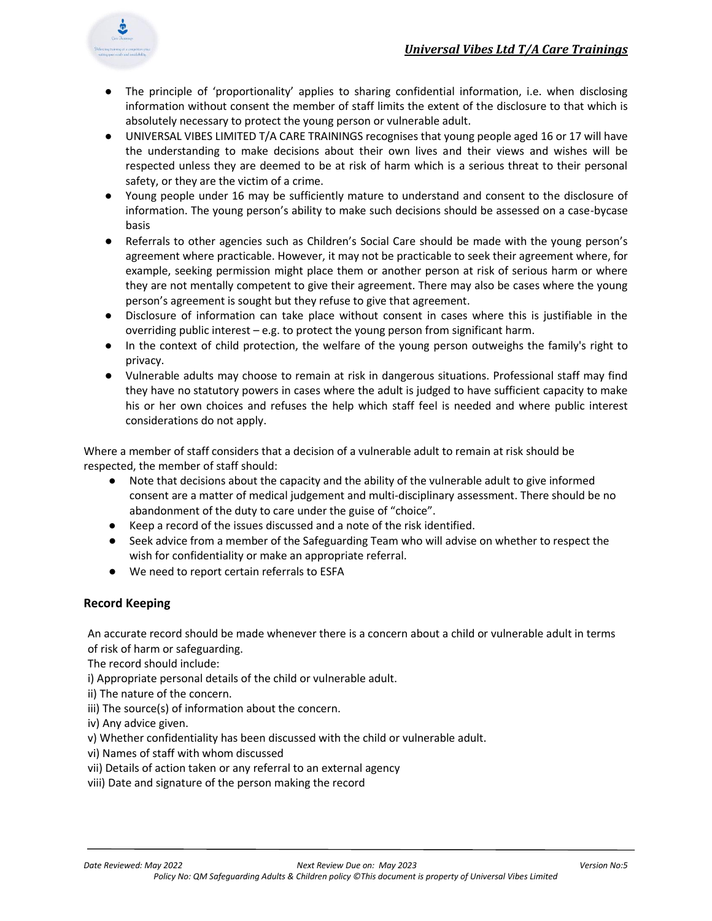- The principle of 'proportionality' applies to sharing confidential information, i.e. when disclosing information without consent the member of staff limits the extent of the disclosure to that which is absolutely necessary to protect the young person or vulnerable adult.
- UNIVERSAL VIBES LIMITED T/A CARE TRAININGS recognises that young people aged 16 or 17 will have the understanding to make decisions about their own lives and their views and wishes will be respected unless they are deemed to be at risk of harm which is a serious threat to their personal safety, or they are the victim of a crime.
- Young people under 16 may be sufficiently mature to understand and consent to the disclosure of information. The young person's ability to make such decisions should be assessed on a case-bycase basis
- Referrals to other agencies such as Children's Social Care should be made with the young person's agreement where practicable. However, it may not be practicable to seek their agreement where, for example, seeking permission might place them or another person at risk of serious harm or where they are not mentally competent to give their agreement. There may also be cases where the young person's agreement is sought but they refuse to give that agreement.
- Disclosure of information can take place without consent in cases where this is justifiable in the overriding public interest – e.g. to protect the young person from significant harm.
- In the context of child protection, the welfare of the young person outweighs the family's right to privacy.
- Vulnerable adults may choose to remain at risk in dangerous situations. Professional staff may find they have no statutory powers in cases where the adult is judged to have sufficient capacity to make his or her own choices and refuses the help which staff feel is needed and where public interest considerations do not apply.

Where a member of staff considers that a decision of a vulnerable adult to remain at risk should be respected, the member of staff should:

- Note that decisions about the capacity and the ability of the vulnerable adult to give informed consent are a matter of medical judgement and multi-disciplinary assessment. There should be no abandonment of the duty to care under the guise of "choice".
- Keep a record of the issues discussed and a note of the risk identified.
- Seek advice from a member of the Safeguarding Team who will advise on whether to respect the wish for confidentiality or make an appropriate referral.
- We need to report certain referrals to ESFA

## Record Keeping

An accurate record should be made whenever there is a concern about a child or vulnerable adult in terms of risk of harm or safeguarding.

The record should include:

i) Appropriate personal details of the child or vulnerable adult.
ii) The nature of the concern.
iii) The source(s) of information about the concern.
iv) Any advice given.
v) Whether confidentiality has been discussed with the child or vulnerable adult.
vi) Names of staff with whom discussed
vii) Details of action taken or any referral to an external agency
viii) Date and signature of the person making the record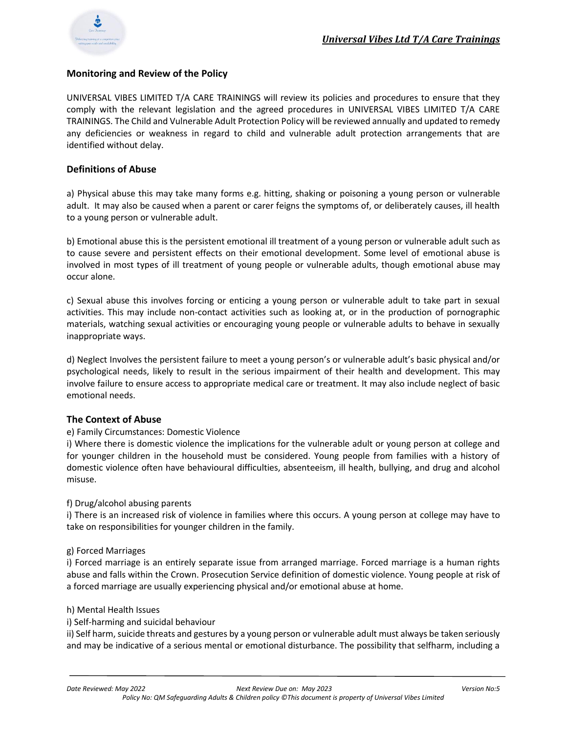### Monitoring and Review of the Policy

UNIVERSAL VIBES LIMITED T/A CARE TRAININGS will review its policies and procedures to ensure that they comply with the relevant legislation and the agreed procedures in UNIVERSAL VIBES LIMITED T/A CARE TRAININGS. The Child and Vulnerable Adult Protection Policy will be reviewed annually and updated to remedy any deficiencies or weakness in regard to child and vulnerable adult protection arrangements that are identified without delay.

### Definitions of Abuse

a) Physical abuse this may take many forms e.g. hitting, shaking or poisoning a young person or vulnerable adult. It may also be caused when a parent or carer feigns the symptoms of, or deliberately causes, ill health to a young person or vulnerable adult.

b) Emotional abuse this is the persistent emotional ill treatment of a young person or vulnerable adult such as to cause severe and persistent effects on their emotional development. Some level of emotional abuse is involved in most types of ill treatment of young people or vulnerable adults, though emotional abuse may occur alone.

c) Sexual abuse this involves forcing or enticing a young person or vulnerable adult to take part in sexual activities. This may include non-contact activities such as looking at, or in the production of pornographic materials, watching sexual activities or encouraging young people or vulnerable adults to behave in sexually inappropriate ways.

d) Neglect Involves the persistent failure to meet a young person's or vulnerable adult's basic physical and/or psychological needs, likely to result in the serious impairment of their health and development. This may involve failure to ensure access to appropriate medical care or treatment. It may also include neglect of basic emotional needs.

### The Context of Abuse

e) Family Circumstances: Domestic Violence

i) Where there is domestic violence the implications for the vulnerable adult or young person at college and for younger children in the household must be considered. Young people from families with a history of domestic violence often have behavioural difficulties, absenteeism, ill health, bullying, and drug and alcohol misuse.

f) Drug/alcohol abusing parents

i) There is an increased risk of violence in families where this occurs. A young person at college may have to take on responsibilities for younger children in the family.

g) Forced Marriages

i) Forced marriage is an entirely separate issue from arranged marriage. Forced marriage is a human rights abuse and falls within the Crown. Prosecution Service definition of domestic violence. Young people at risk of a forced marriage are usually experiencing physical and/or emotional abuse at home.

h) Mental Health Issues

i) Self-harming and suicidal behaviour

ii) Self harm, suicide threats and gestures by a young person or vulnerable adult must always be taken seriously and may be indicative of a serious mental or emotional disturbance. The possibility that selfharm, including a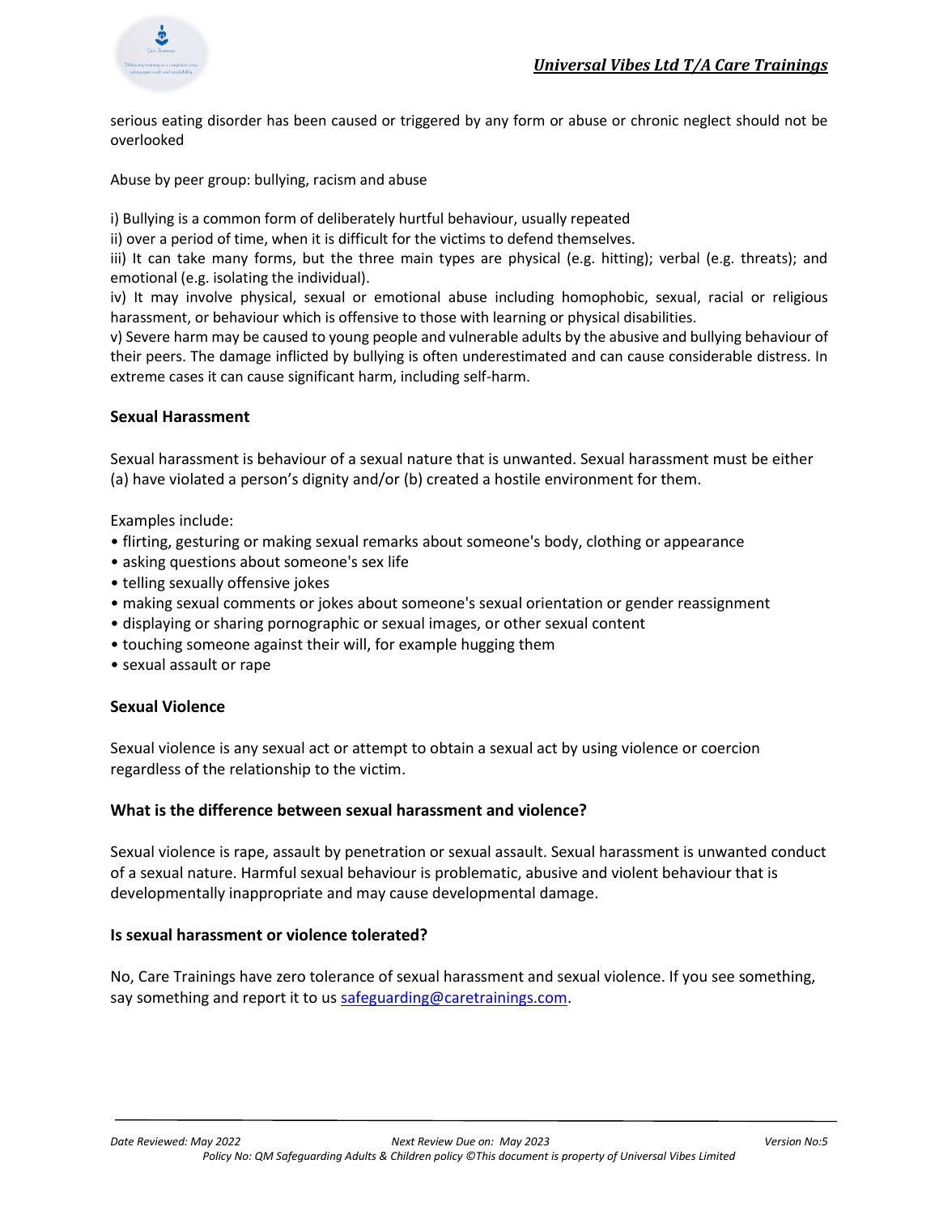serious eating disorder has been caused or triggered by any form or abuse or chronic neglect should not be overlooked

Abuse by peer group: bullying, racism and abuse

i) Bullying is a common form of deliberately hurtful behaviour, usually repeated
ii) over a period of time, when it is difficult for the victims to defend themselves.
iii) It can take many forms, but the three main types are physical (e.g. hitting); verbal (e.g. threats); and emotional (e.g. isolating the individual).
iv) It may involve physical, sexual or emotional abuse including homophobic, sexual, racial or religious harassment, or behaviour which is offensive to those with learning or physical disabilities.
v) Severe harm may be caused to young people and vulnerable adults by the abusive and bullying behaviour of their peers. The damage inflicted by bullying is often underestimated and can cause considerable distress. In extreme cases it can cause significant harm, including self-harm.

**Sexual Harassment**

Sexual harassment is behaviour of a sexual nature that is unwanted. Sexual harassment must be either (a) have violated a person's dignity and/or (b) created a hostile environment for them.

Examples include:

- flirting, gesturing or making sexual remarks about someone's body, clothing or appearance
- asking questions about someone's sex life
- telling sexually offensive jokes
- making sexual comments or jokes about someone's sexual orientation or gender reassignment
- displaying or sharing pornographic or sexual images, or other sexual content
- touching someone against their will, for example hugging them
- sexual assault or rape

**Sexual Violence**

Sexual violence is any sexual act or attempt to obtain a sexual act by using violence or coercion regardless of the relationship to the victim.

**What is the difference between sexual harassment and violence?**

Sexual violence is rape, assault by penetration or sexual assault. Sexual harassment is unwanted conduct of a sexual nature. Harmful sexual behaviour is problematic, abusive and violent behaviour that is developmentally inappropriate and may cause developmental damage.

**Is sexual harassment or violence tolerated?**

No, Care Trainings have zero tolerance of sexual harassment and sexual violence. If you see something, say something and report it to us safeguarding@caretrainings.com.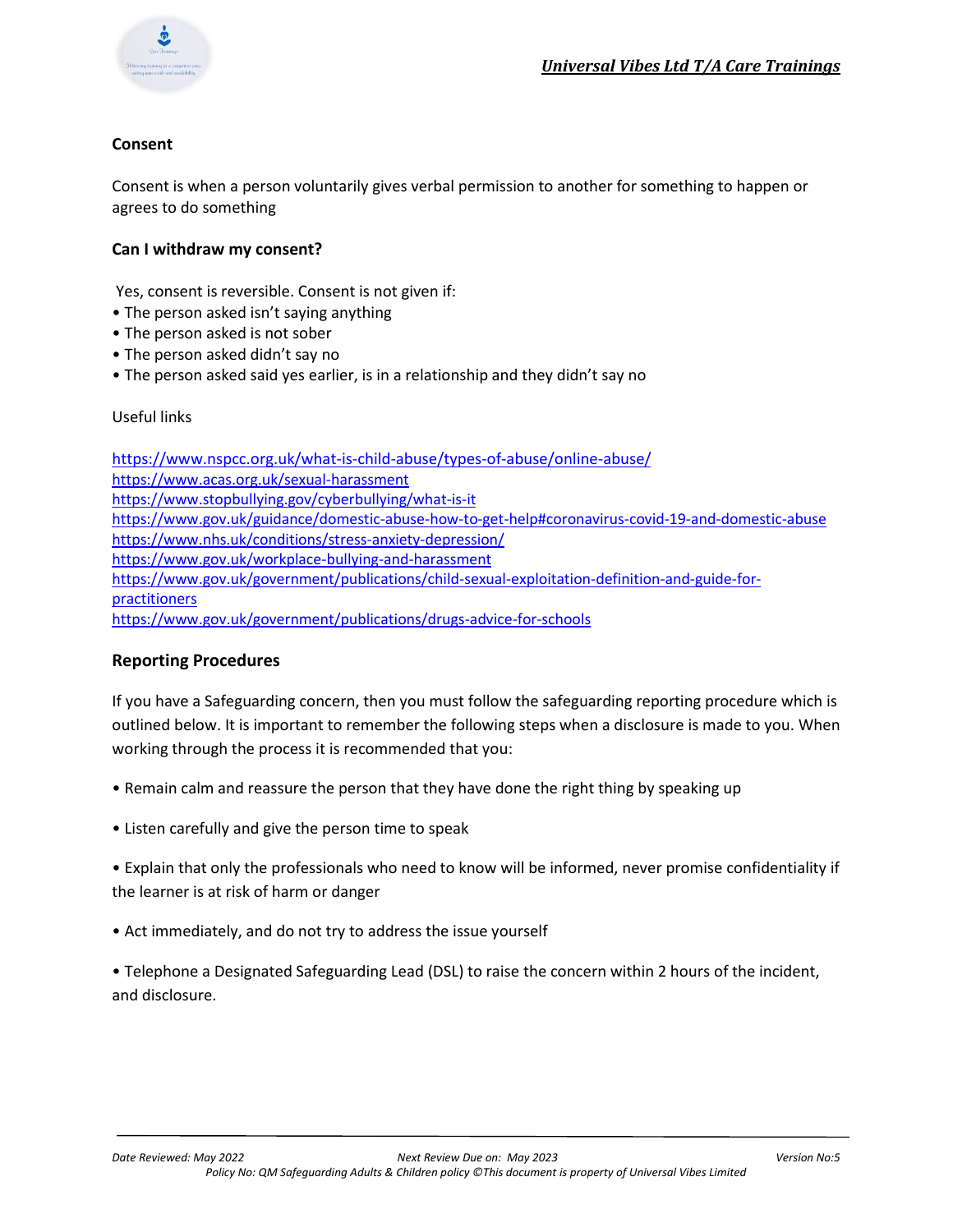**Consent**

Consent is when a person voluntarily gives verbal permission to another for something to happen or agrees to do something

**Can I withdraw my consent?**

Yes, consent is reversible. Consent is not given if:

- The person asked isn't saying anything
- The person asked is not sober
- The person asked didn't say no
- The person asked said yes earlier, is in a relationship and they didn't say no

Useful links

https://www.nspcc.org.uk/what-is-child-abuse/types-of-abuse/online-abuse/
https://www.acas.org.uk/sexual-harassment
https://www.stopbullying.gov/cyberbullying/what-is-it
https://www.gov.uk/guidance/domestic-abuse-how-to-get-help#coronavirus-covid-19-and-domestic-abuse
https://www.nhs.uk/conditions/stress-anxiety-depression/
https://www.gov.uk/workplace-bullying-and-harassment
https://www.gov.uk/government/publications/child-sexual-exploitation-definition-and-guide-for-practitioners
https://www.gov.uk/government/publications/drugs-advice-for-schools

**Reporting Procedures**

If you have a Safeguarding concern, then you must follow the safeguarding reporting procedure which is outlined below. It is important to remember the following steps when a disclosure is made to you. When working through the process it is recommended that you:

- Remain calm and reassure the person that they have done the right thing by speaking up

- Listen carefully and give the person time to speak

- Explain that only the professionals who need to know will be informed, never promise confidentiality if the learner is at risk of harm or danger

- Act immediately, and do not try to address the issue yourself

- Telephone a Designated Safeguarding Lead (DSL) to raise the concern within 2 hours of the incident, and disclosure.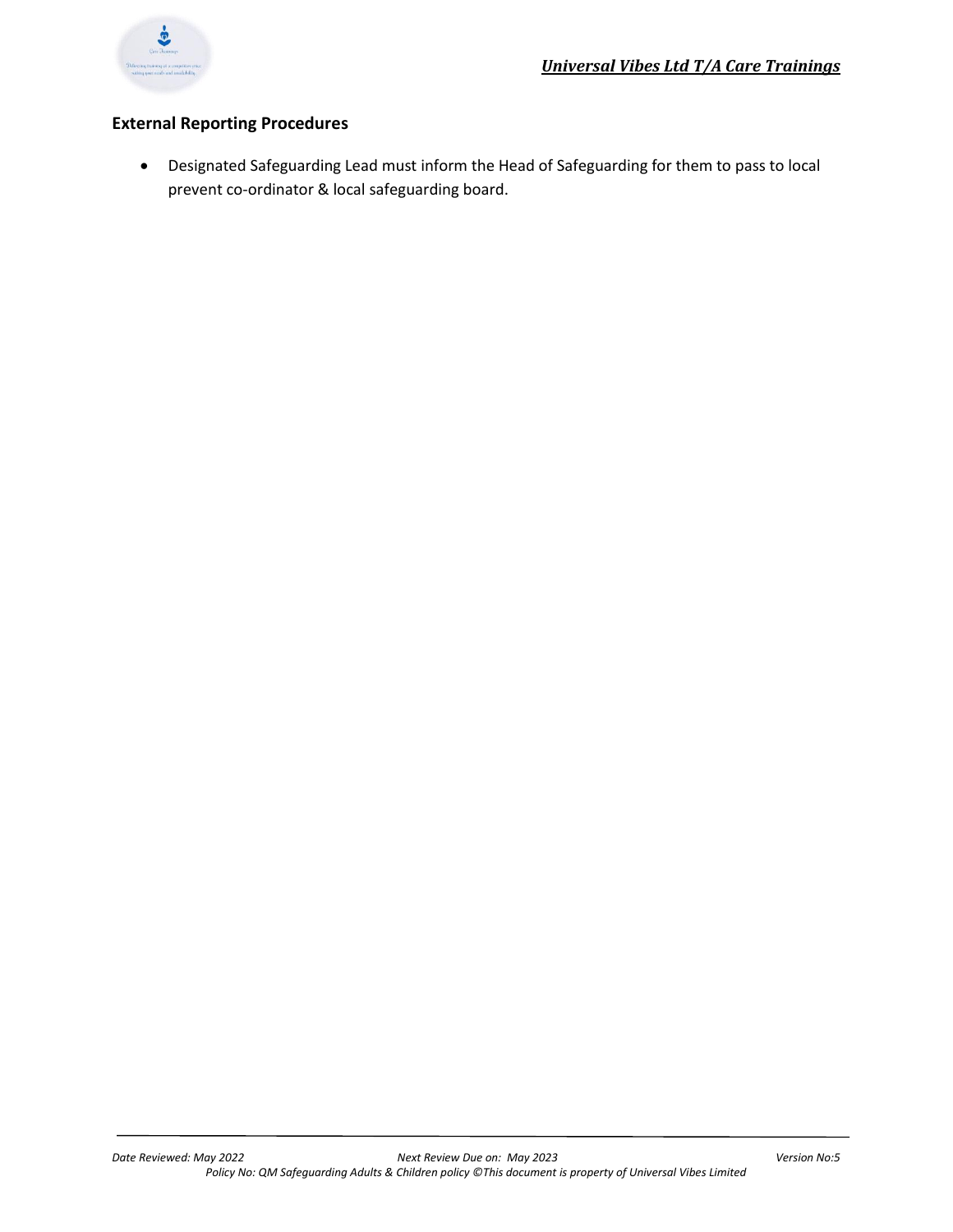## External Reporting Procedures

- Designated Safeguarding Lead must inform the Head of Safeguarding for them to pass to local prevent co-ordinator & local safeguarding board.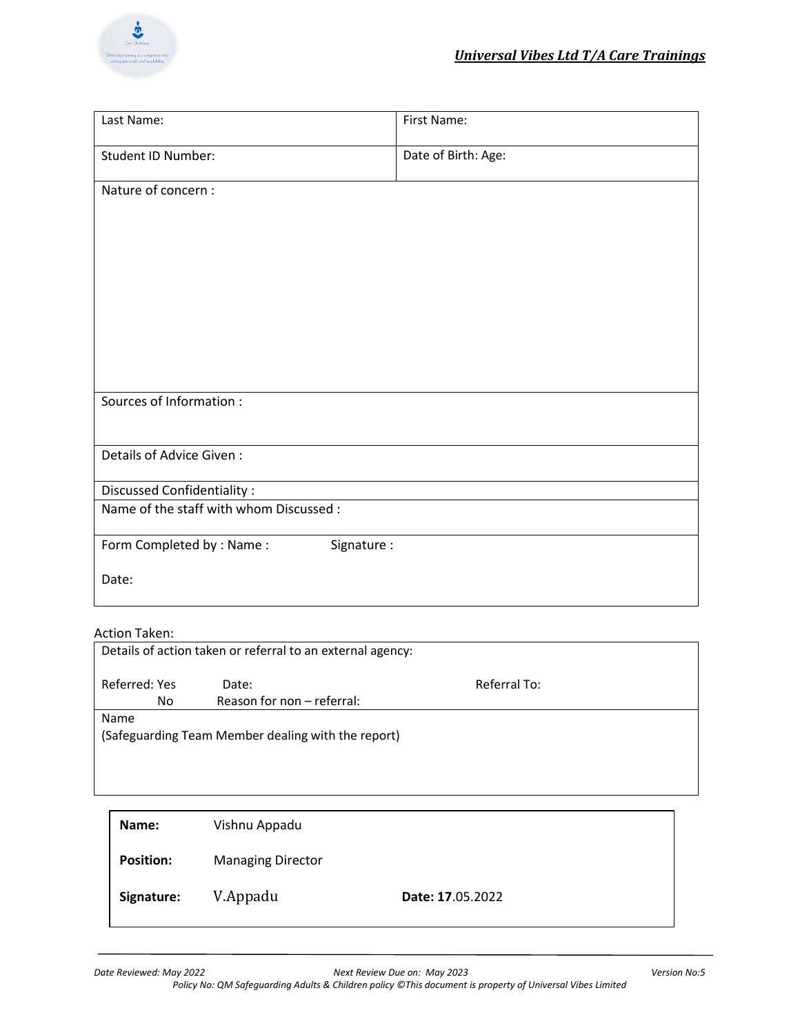**Universal Vibes Ltd T/A Care Trainings**

| | |
|---|---|
| Last Name: | First Name: |
| Student ID Number: | Date of Birth: Age: |
| Nature of concern : | |
| Sources of Information : | |
| Details of Advice Given : | |
| Discussed Confidentiality : | |
| Name of the staff with whom Discussed : | |
| Form Completed by : Name : Signature : <br><br>Date: | |

Action Taken:

| | | |
|---|---|---|
| Details of action taken or referral to an external agency:<br><br>Referred: Yes Date:<br>No Reason for non – referral: | | Referral To: |
| Name<br>(Safeguarding Team Member dealing with the report) | | |

| | | |
|---|---|---|
| **Name:** | Vishnu Appadu | |
| **Position:** | Managing Director | |
| **Signature:** | V.Appadu | **Date: 17**.05.2022 |

*Date Reviewed: May 2022* *Next Review Due on: May 2023* *Version No:5*

*Policy No: QM Safeguarding Adults & Children policy ©This document is property of Universal Vibes Limited*